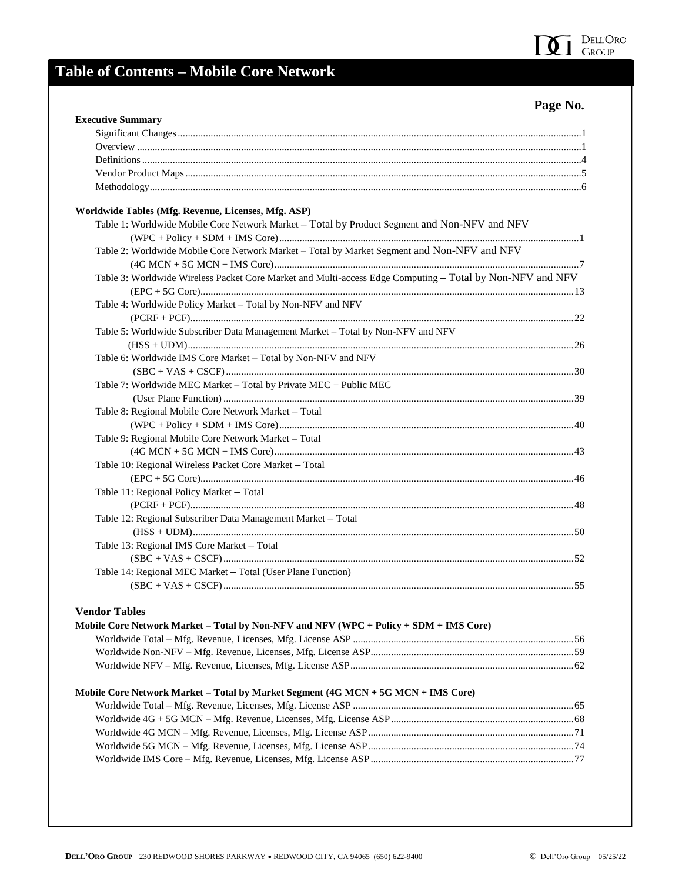# Table of Contents – Mobile Core Network

**Page No.**

**Executive Summary**

- Significant Changes .......... 1
- Overview .......... 1
- Definitions .......... 4
- Vendor Product Maps .......... 5
- Methodology .......... 6

**Worldwide Tables (Mfg. Revenue, Licenses, Mfg. ASP)**

- Table 1: Worldwide Mobile Core Network Market – Total by Product Segment and Non-NFV and NFV (WPC + Policy + SDM + IMS Core) .......... 1
- Table 2: Worldwide Mobile Core Network Market – Total by Market Segment and Non-NFV and NFV (4G MCN + 5G MCN + IMS Core) .......... 7
- Table 3: Worldwide Wireless Packet Core Market and Multi-access Edge Computing – Total by Non-NFV and NFV (EPC + 5G Core) .......... 13
- Table 4: Worldwide Policy Market – Total by Non-NFV and NFV (PCRF + PCF) .......... 22
- Table 5: Worldwide Subscriber Data Management Market – Total by Non-NFV and NFV (HSS + UDM) .......... 26
- Table 6: Worldwide IMS Core Market – Total by Non-NFV and NFV (SBC + VAS + CSCF) .......... 30
- Table 7: Worldwide MEC Market – Total by Private MEC + Public MEC (User Plane Function) .......... 39
- Table 8: Regional Mobile Core Network Market – Total (WPC + Policy + SDM + IMS Core) .......... 40
- Table 9: Regional Mobile Core Network Market – Total (4G MCN + 5G MCN + IMS Core) .......... 43
- Table 10: Regional Wireless Packet Core Market – Total (EPC + 5G Core) .......... 46
- Table 11: Regional Policy Market – Total (PCRF + PCF) .......... 48
- Table 12: Regional Subscriber Data Management Market – Total (HSS + UDM) .......... 50
- Table 13: Regional IMS Core Market – Total (SBC + VAS + CSCF) .......... 52
- Table 14: Regional MEC Market – Total (User Plane Function) (SBC + VAS + CSCF) .......... 55

## Vendor Tables

**Mobile Core Network Market – Total by Non-NFV and NFV (WPC + Policy + SDM + IMS Core)**

- Worldwide Total – Mfg. Revenue, Licenses, Mfg. License ASP .......... 56
- Worldwide Non-NFV – Mfg. Revenue, Licenses, Mfg. License ASP .......... 59
- Worldwide NFV – Mfg. Revenue, Licenses, Mfg. License ASP .......... 62

**Mobile Core Network Market – Total by Market Segment (4G MCN + 5G MCN + IMS Core)**

- Worldwide Total – Mfg. Revenue, Licenses, Mfg. License ASP .......... 65
- Worldwide 4G + 5G MCN – Mfg. Revenue, Licenses, Mfg. License ASP .......... 68
- Worldwide 4G MCN – Mfg. Revenue, Licenses, Mfg. License ASP .......... 71
- Worldwide 5G MCN – Mfg. Revenue, Licenses, Mfg. License ASP .......... 74
- Worldwide IMS Core – Mfg. Revenue, Licenses, Mfg. License ASP .......... 77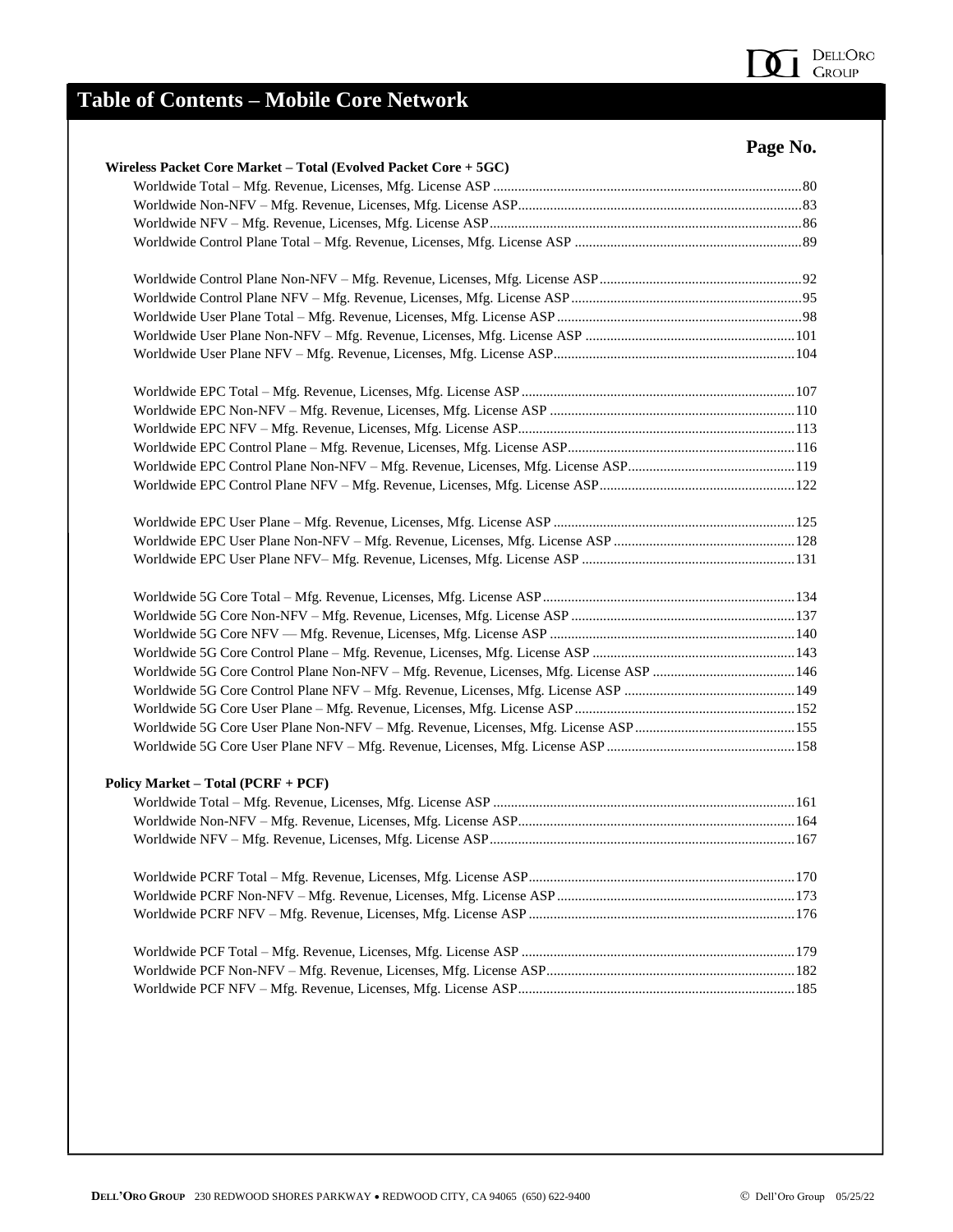# Table of Contents – Mobile Core Network

| | Page No. |
|---|---|
| **Wireless Packet Core Market – Total (Evolved Packet Core + 5GC)** | |
| Worldwide Total – Mfg. Revenue, Licenses, Mfg. License ASP | 80 |
| Worldwide Non-NFV – Mfg. Revenue, Licenses, Mfg. License ASP | 83 |
| Worldwide NFV – Mfg. Revenue, Licenses, Mfg. License ASP | 86 |
| Worldwide Control Plane Total – Mfg. Revenue, Licenses, Mfg. License ASP | 89 |
| Worldwide Control Plane Non-NFV – Mfg. Revenue, Licenses, Mfg. License ASP | 92 |
| Worldwide Control Plane NFV – Mfg. Revenue, Licenses, Mfg. License ASP | 95 |
| Worldwide User Plane Total – Mfg. Revenue, Licenses, Mfg. License ASP | 98 |
| Worldwide User Plane Non-NFV – Mfg. Revenue, Licenses, Mfg. License ASP | 101 |
| Worldwide User Plane NFV – Mfg. Revenue, Licenses, Mfg. License ASP | 104 |
| Worldwide EPC Total – Mfg. Revenue, Licenses, Mfg. License ASP | 107 |
| Worldwide EPC Non-NFV – Mfg. Revenue, Licenses, Mfg. License ASP | 110 |
| Worldwide EPC NFV – Mfg. Revenue, Licenses, Mfg. License ASP | 113 |
| Worldwide EPC Control Plane – Mfg. Revenue, Licenses, Mfg. License ASP | 116 |
| Worldwide EPC Control Plane Non-NFV – Mfg. Revenue, Licenses, Mfg. License ASP | 119 |
| Worldwide EPC Control Plane NFV – Mfg. Revenue, Licenses, Mfg. License ASP | 122 |
| Worldwide EPC User Plane – Mfg. Revenue, Licenses, Mfg. License ASP | 125 |
| Worldwide EPC User Plane Non-NFV – Mfg. Revenue, Licenses, Mfg. License ASP | 128 |
| Worldwide EPC User Plane NFV– Mfg. Revenue, Licenses, Mfg. License ASP | 131 |
| Worldwide 5G Core Total – Mfg. Revenue, Licenses, Mfg. License ASP | 134 |
| Worldwide 5G Core Non-NFV – Mfg. Revenue, Licenses, Mfg. License ASP | 137 |
| Worldwide 5G Core NFV — Mfg. Revenue, Licenses, Mfg. License ASP | 140 |
| Worldwide 5G Core Control Plane – Mfg. Revenue, Licenses, Mfg. License ASP | 143 |
| Worldwide 5G Core Control Plane Non-NFV – Mfg. Revenue, Licenses, Mfg. License ASP | 146 |
| Worldwide 5G Core Control Plane NFV – Mfg. Revenue, Licenses, Mfg. License ASP | 149 |
| Worldwide 5G Core User Plane – Mfg. Revenue, Licenses, Mfg. License ASP | 152 |
| Worldwide 5G Core User Plane Non-NFV – Mfg. Revenue, Licenses, Mfg. License ASP | 155 |
| Worldwide 5G Core User Plane NFV – Mfg. Revenue, Licenses, Mfg. License ASP | 158 |
| **Policy Market – Total (PCRF + PCF)** | |
| Worldwide Total – Mfg. Revenue, Licenses, Mfg. License ASP | 161 |
| Worldwide Non-NFV – Mfg. Revenue, Licenses, Mfg. License ASP | 164 |
| Worldwide NFV – Mfg. Revenue, Licenses, Mfg. License ASP | 167 |
| Worldwide PCRF Total – Mfg. Revenue, Licenses, Mfg. License ASP | 170 |
| Worldwide PCRF Non-NFV – Mfg. Revenue, Licenses, Mfg. License ASP | 173 |
| Worldwide PCRF NFV – Mfg. Revenue, Licenses, Mfg. License ASP | 176 |
| Worldwide PCF Total – Mfg. Revenue, Licenses, Mfg. License ASP | 179 |
| Worldwide PCF Non-NFV – Mfg. Revenue, Licenses, Mfg. License ASP | 182 |
| Worldwide PCF NFV – Mfg. Revenue, Licenses, Mfg. License ASP | 185 |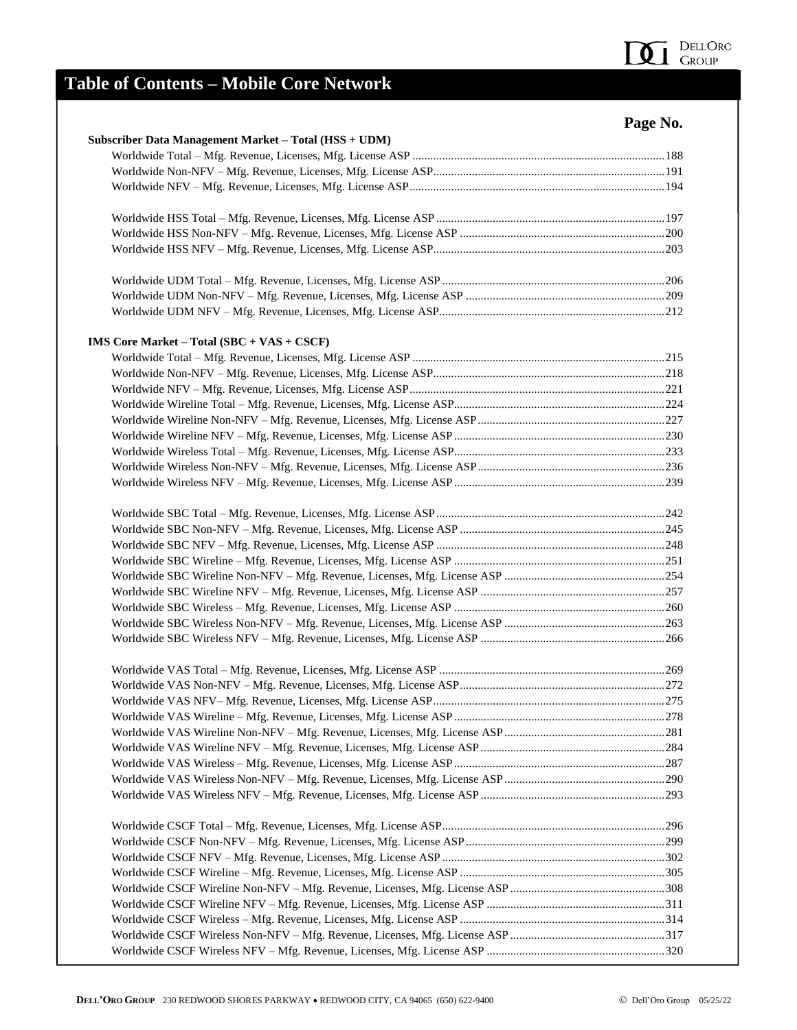# Table of Contents – Mobile Core Network

| | Page No. |
|---|---|
| **Subscriber Data Management Market – Total (HSS + UDM)** | |
| Worldwide Total – Mfg. Revenue, Licenses, Mfg. License ASP | 188 |
| Worldwide Non-NFV – Mfg. Revenue, Licenses, Mfg. License ASP | 191 |
| Worldwide NFV – Mfg. Revenue, Licenses, Mfg. License ASP | 194 |
| | |
| Worldwide HSS Total – Mfg. Revenue, Licenses, Mfg. License ASP | 197 |
| Worldwide HSS Non-NFV – Mfg. Revenue, Licenses, Mfg. License ASP | 200 |
| Worldwide HSS NFV – Mfg. Revenue, Licenses, Mfg. License ASP | 203 |
| | |
| Worldwide UDM Total – Mfg. Revenue, Licenses, Mfg. License ASP | 206 |
| Worldwide UDM Non-NFV – Mfg. Revenue, Licenses, Mfg. License ASP | 209 |
| Worldwide UDM NFV – Mfg. Revenue, Licenses, Mfg. License ASP | 212 |
| | |
| **IMS Core Market – Total (SBC + VAS + CSCF)** | |
| Worldwide Total – Mfg. Revenue, Licenses, Mfg. License ASP | 215 |
| Worldwide Non-NFV – Mfg. Revenue, Licenses, Mfg. License ASP | 218 |
| Worldwide NFV – Mfg. Revenue, Licenses, Mfg. License ASP | 221 |
| Worldwide Wireline Total – Mfg. Revenue, Licenses, Mfg. License ASP | 224 |
| Worldwide Wireline Non-NFV – Mfg. Revenue, Licenses, Mfg. License ASP | 227 |
| Worldwide Wireline NFV – Mfg. Revenue, Licenses, Mfg. License ASP | 230 |
| Worldwide Wireless Total – Mfg. Revenue, Licenses, Mfg. License ASP | 233 |
| Worldwide Wireless Non-NFV – Mfg. Revenue, Licenses, Mfg. License ASP | 236 |
| Worldwide Wireless NFV – Mfg. Revenue, Licenses, Mfg. License ASP | 239 |
| | |
| Worldwide SBC Total – Mfg. Revenue, Licenses, Mfg. License ASP | 242 |
| Worldwide SBC Non-NFV – Mfg. Revenue, Licenses, Mfg. License ASP | 245 |
| Worldwide SBC NFV – Mfg. Revenue, Licenses, Mfg. License ASP | 248 |
| Worldwide SBC Wireline – Mfg. Revenue, Licenses, Mfg. License ASP | 251 |
| Worldwide SBC Wireline Non-NFV – Mfg. Revenue, Licenses, Mfg. License ASP | 254 |
| Worldwide SBC Wireline NFV – Mfg. Revenue, Licenses, Mfg. License ASP | 257 |
| Worldwide SBC Wireless – Mfg. Revenue, Licenses, Mfg. License ASP | 260 |
| Worldwide SBC Wireless Non-NFV – Mfg. Revenue, Licenses, Mfg. License ASP | 263 |
| Worldwide SBC Wireless NFV – Mfg. Revenue, Licenses, Mfg. License ASP | 266 |
| | |
| Worldwide VAS Total – Mfg. Revenue, Licenses, Mfg. License ASP | 269 |
| Worldwide VAS Non-NFV – Mfg. Revenue, Licenses, Mfg. License ASP | 272 |
| Worldwide VAS NFV– Mfg. Revenue, Licenses, Mfg. License ASP | 275 |
| Worldwide VAS Wireline – Mfg. Revenue, Licenses, Mfg. License ASP | 278 |
| Worldwide VAS Wireline Non-NFV – Mfg. Revenue, Licenses, Mfg. License ASP | 281 |
| Worldwide VAS Wireline NFV – Mfg. Revenue, Licenses, Mfg. License ASP | 284 |
| Worldwide VAS Wireless – Mfg. Revenue, Licenses, Mfg. License ASP | 287 |
| Worldwide VAS Wireless Non-NFV – Mfg. Revenue, Licenses, Mfg. License ASP | 290 |
| Worldwide VAS Wireless NFV – Mfg. Revenue, Licenses, Mfg. License ASP | 293 |
| | |
| Worldwide CSCF Total – Mfg. Revenue, Licenses, Mfg. License ASP | 296 |
| Worldwide CSCF Non-NFV – Mfg. Revenue, Licenses, Mfg. License ASP | 299 |
| Worldwide CSCF NFV – Mfg. Revenue, Licenses, Mfg. License ASP | 302 |
| Worldwide CSCF Wireline – Mfg. Revenue, Licenses, Mfg. License ASP | 305 |
| Worldwide CSCF Wireline Non-NFV – Mfg. Revenue, Licenses, Mfg. License ASP | 308 |
| Worldwide CSCF Wireline NFV – Mfg. Revenue, Licenses, Mfg. License ASP | 311 |
| Worldwide CSCF Wireless – Mfg. Revenue, Licenses, Mfg. License ASP | 314 |
| Worldwide CSCF Wireless Non-NFV – Mfg. Revenue, Licenses, Mfg. License ASP | 317 |
| Worldwide CSCF Wireless NFV – Mfg. Revenue, Licenses, Mfg. License ASP | 320 |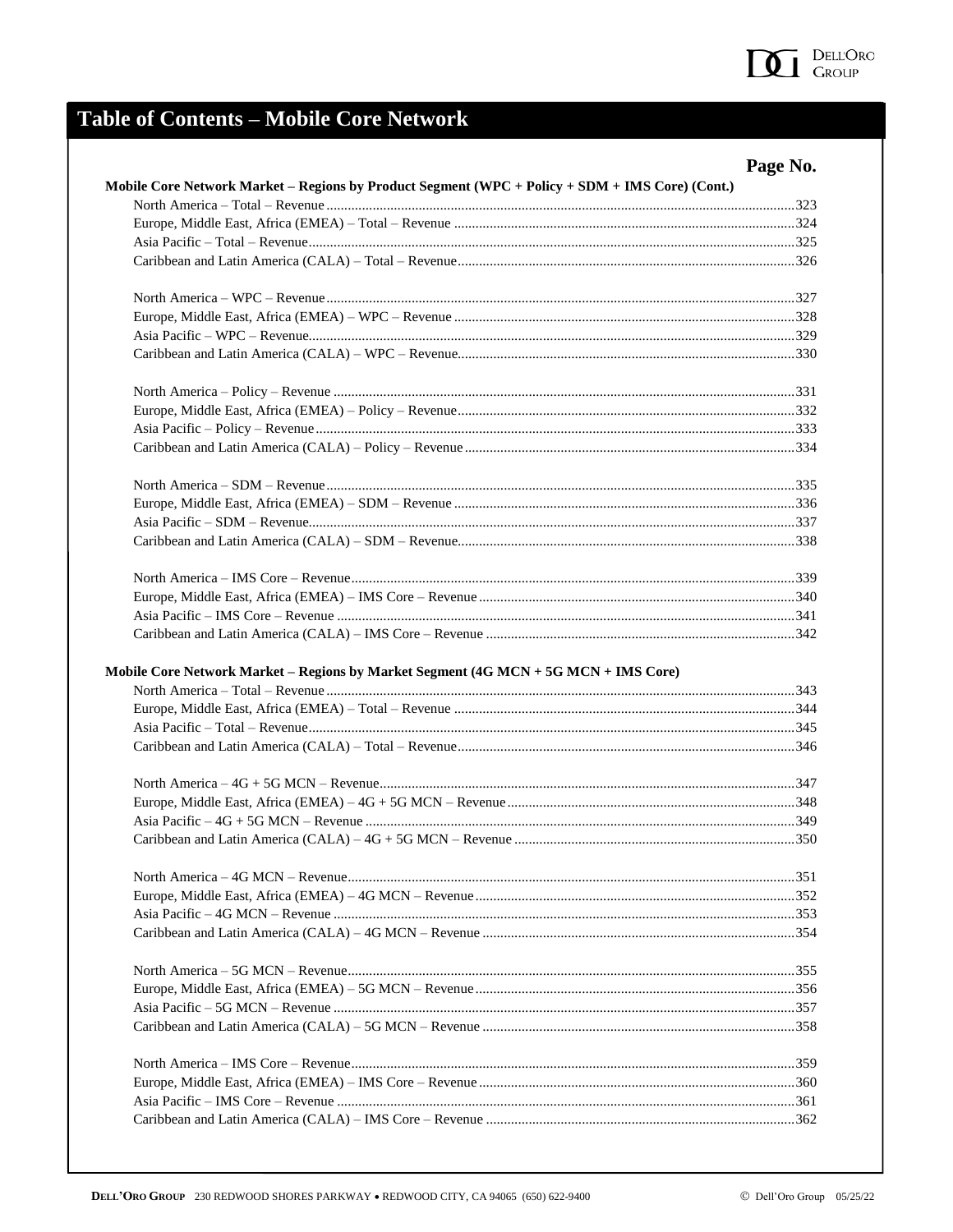# Table of Contents – Mobile Core Network

| | Page No. |
|---|---|
| **Mobile Core Network Market – Regions by Product Segment (WPC + Policy + SDM + IMS Core) (Cont.)** | |
| North America – Total – Revenue | 323 |
| Europe, Middle East, Africa (EMEA) – Total – Revenue | 324 |
| Asia Pacific – Total – Revenue | 325 |
| Caribbean and Latin America (CALA) – Total – Revenue | 326 |
| North America – WPC – Revenue | 327 |
| Europe, Middle East, Africa (EMEA) – WPC – Revenue | 328 |
| Asia Pacific – WPC – Revenue | 329 |
| Caribbean and Latin America (CALA) – WPC – Revenue | 330 |
| North America – Policy – Revenue | 331 |
| Europe, Middle East, Africa (EMEA) – Policy – Revenue | 332 |
| Asia Pacific – Policy – Revenue | 333 |
| Caribbean and Latin America (CALA) – Policy – Revenue | 334 |
| North America – SDM – Revenue | 335 |
| Europe, Middle East, Africa (EMEA) – SDM – Revenue | 336 |
| Asia Pacific – SDM – Revenue | 337 |
| Caribbean and Latin America (CALA) – SDM – Revenue | 338 |
| North America – IMS Core – Revenue | 339 |
| Europe, Middle East, Africa (EMEA) – IMS Core – Revenue | 340 |
| Asia Pacific – IMS Core – Revenue | 341 |
| Caribbean and Latin America (CALA) – IMS Core – Revenue | 342 |
| **Mobile Core Network Market – Regions by Market Segment (4G MCN + 5G MCN + IMS Core)** | |
| North America – Total – Revenue | 343 |
| Europe, Middle East, Africa (EMEA) – Total – Revenue | 344 |
| Asia Pacific – Total – Revenue | 345 |
| Caribbean and Latin America (CALA) – Total – Revenue | 346 |
| North America – 4G + 5G MCN – Revenue | 347 |
| Europe, Middle East, Africa (EMEA) – 4G + 5G MCN – Revenue | 348 |
| Asia Pacific – 4G + 5G MCN – Revenue | 349 |
| Caribbean and Latin America (CALA) – 4G + 5G MCN – Revenue | 350 |
| North America – 4G MCN – Revenue | 351 |
| Europe, Middle East, Africa (EMEA) – 4G MCN – Revenue | 352 |
| Asia Pacific – 4G MCN – Revenue | 353 |
| Caribbean and Latin America (CALA) – 4G MCN – Revenue | 354 |
| North America – 5G MCN – Revenue | 355 |
| Europe, Middle East, Africa (EMEA) – 5G MCN – Revenue | 356 |
| Asia Pacific – 5G MCN – Revenue | 357 |
| Caribbean and Latin America (CALA) – 5G MCN – Revenue | 358 |
| North America – IMS Core – Revenue | 359 |
| Europe, Middle East, Africa (EMEA) – IMS Core – Revenue | 360 |
| Asia Pacific – IMS Core – Revenue | 361 |
| Caribbean and Latin America (CALA) – IMS Core – Revenue | 362 |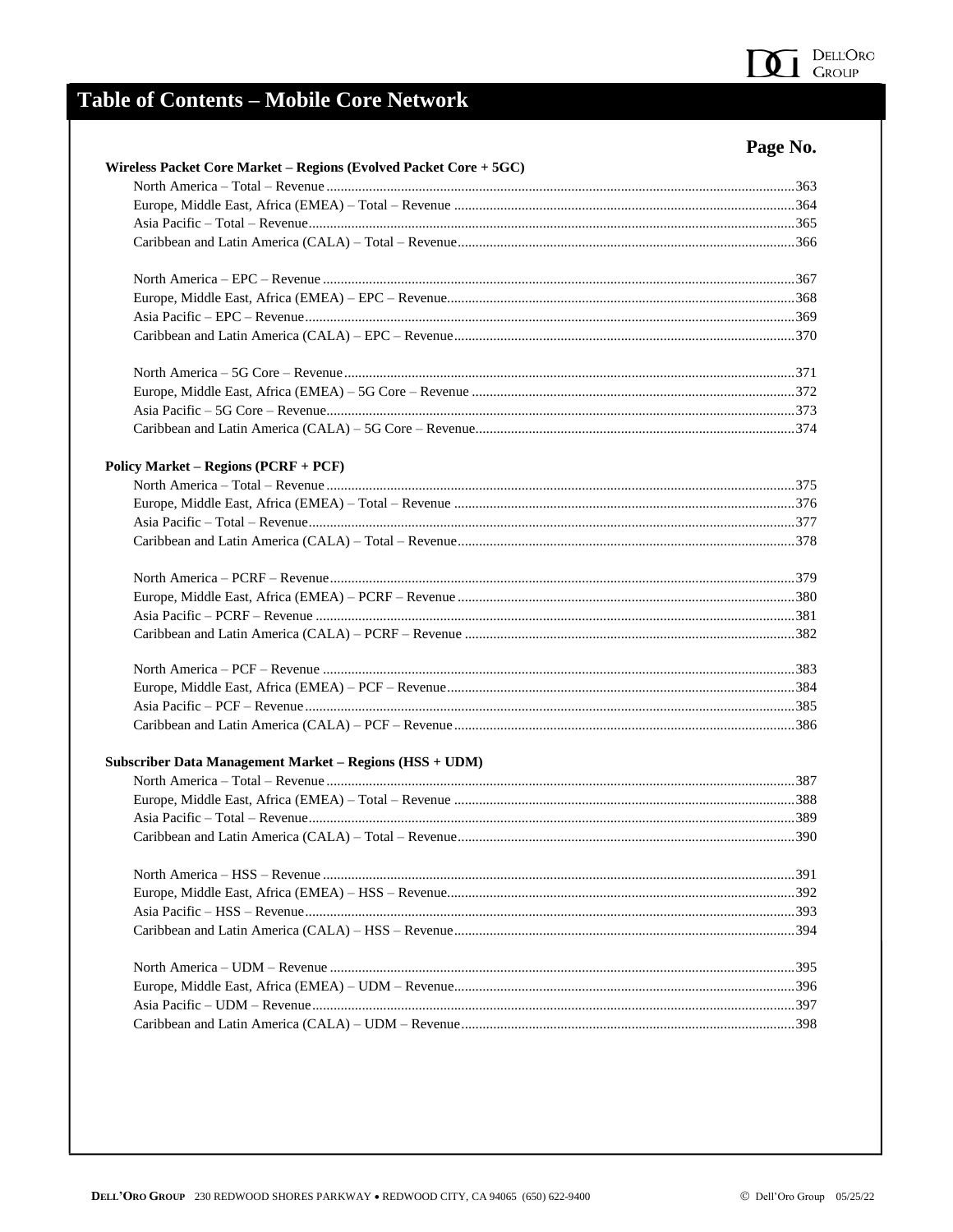# Table of Contents – Mobile Core Network

**Page No.**

**Wireless Packet Core Market – Regions (Evolved Packet Core + 5GC)**

North America – Total – Revenue....363
Europe, Middle East, Africa (EMEA) – Total – Revenue....364
Asia Pacific – Total – Revenue....365
Caribbean and Latin America (CALA) – Total – Revenue....366

North America – EPC – Revenue....367
Europe, Middle East, Africa (EMEA) – EPC – Revenue....368
Asia Pacific – EPC – Revenue....369
Caribbean and Latin America (CALA) – EPC – Revenue....370

North America – 5G Core – Revenue....371
Europe, Middle East, Africa (EMEA) – 5G Core – Revenue....372
Asia Pacific – 5G Core – Revenue....373
Caribbean and Latin America (CALA) – 5G Core – Revenue....374

**Policy Market – Regions (PCRF + PCF)**

North America – Total – Revenue....375
Europe, Middle East, Africa (EMEA) – Total – Revenue....376
Asia Pacific – Total – Revenue....377
Caribbean and Latin America (CALA) – Total – Revenue....378

North America – PCRF – Revenue....379
Europe, Middle East, Africa (EMEA) – PCRF – Revenue....380
Asia Pacific – PCRF – Revenue....381
Caribbean and Latin America (CALA) – PCRF – Revenue....382

North America – PCF – Revenue....383
Europe, Middle East, Africa (EMEA) – PCF – Revenue....384
Asia Pacific – PCF – Revenue....385
Caribbean and Latin America (CALA) – PCF – Revenue....386

**Subscriber Data Management Market – Regions (HSS + UDM)**

North America – Total – Revenue....387
Europe, Middle East, Africa (EMEA) – Total – Revenue....388
Asia Pacific – Total – Revenue....389
Caribbean and Latin America (CALA) – Total – Revenue....390

North America – HSS – Revenue....391
Europe, Middle East, Africa (EMEA) – HSS – Revenue....392
Asia Pacific – HSS – Revenue....393
Caribbean and Latin America (CALA) – HSS – Revenue....394

North America – UDM – Revenue....395
Europe, Middle East, Africa (EMEA) – UDM – Revenue....396
Asia Pacific – UDM – Revenue....397
Caribbean and Latin America (CALA) – UDM – Revenue....398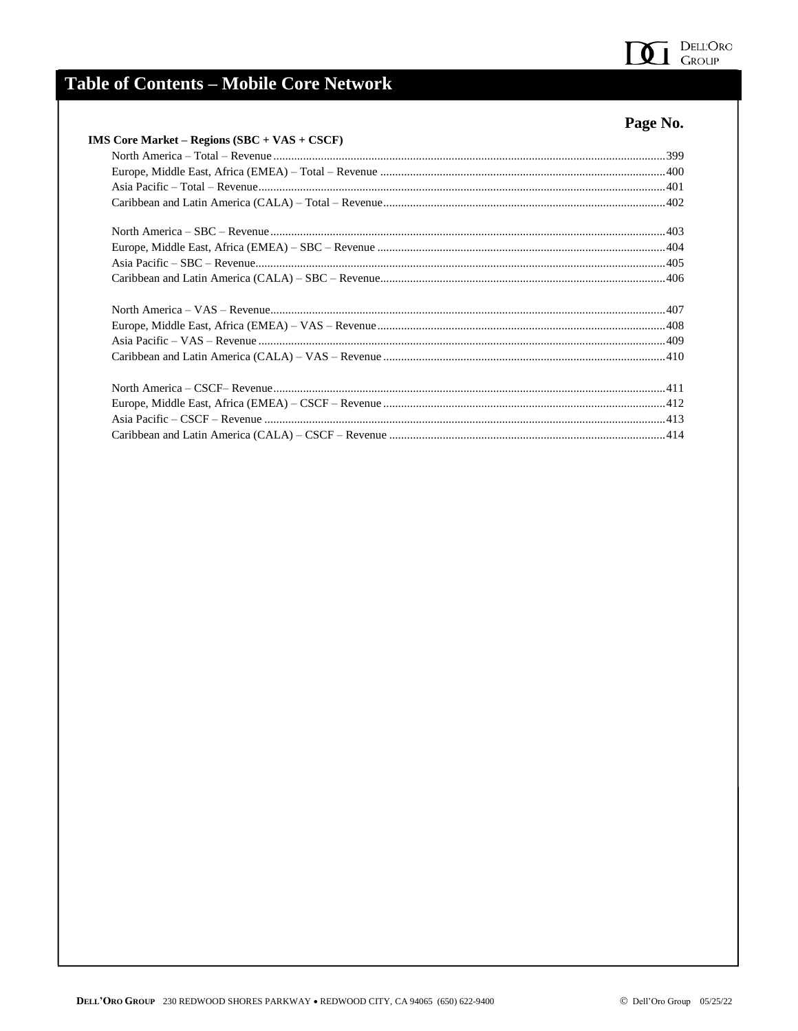# Table of Contents – Mobile Core Network

**Page No.**

**IMS Core Market – Regions (SBC + VAS + CSCF)**

North America – Total – Revenue .......... 399
Europe, Middle East, Africa (EMEA) – Total – Revenue .......... 400
Asia Pacific – Total – Revenue .......... 401
Caribbean and Latin America (CALA) – Total – Revenue .......... 402

North America – SBC – Revenue .......... 403
Europe, Middle East, Africa (EMEA) – SBC – Revenue .......... 404
Asia Pacific – SBC – Revenue .......... 405
Caribbean and Latin America (CALA) – SBC – Revenue .......... 406

North America – VAS – Revenue .......... 407
Europe, Middle East, Africa (EMEA) – VAS – Revenue .......... 408
Asia Pacific – VAS – Revenue .......... 409
Caribbean and Latin America (CALA) – VAS – Revenue .......... 410

North America – CSCF– Revenue .......... 411
Europe, Middle East, Africa (EMEA) – CSCF – Revenue .......... 412
Asia Pacific – CSCF – Revenue .......... 413
Caribbean and Latin America (CALA) – CSCF – Revenue .......... 414